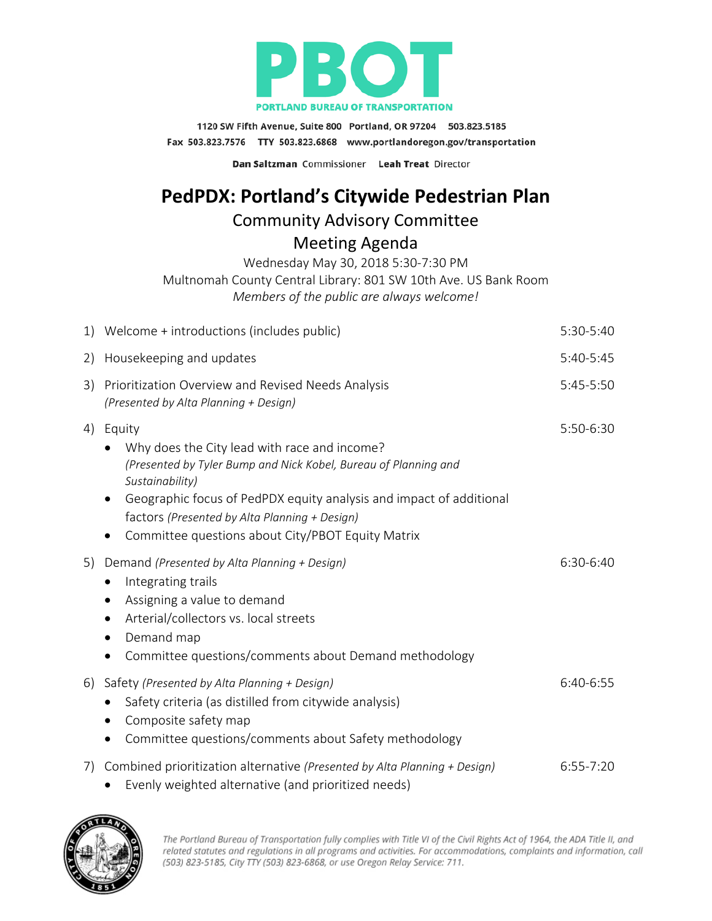PBOT

PORTLAND BUREAU OF TRANSPORTATION

1120 SW Fifth Avenue, Suite 800 Portland, OR 97204 503.823.5185
Fax 503.823.7576 TTY 503.823.6868 www.portlandoregon.gov/transportation

**Dan Saltzman** Commissioner **Leah Treat** Director

# PedPDX: Portland's Citywide Pedestrian Plan

## Community Advisory Committee

## Meeting Agenda

Wednesday May 30, 2018 5:30-7:30 PM
Multnomah County Central Library: 801 SW 10th Ave. US Bank Room
*Members of the public are always welcome!*

1) Welcome + introductions (includes public) — 5:30-5:40

2) Housekeeping and updates — 5:40-5:45

3) Prioritization Overview and Revised Needs Analysis — 5:45-5:50
   *(Presented by Alta Planning + Design)*

4) Equity — 5:50-6:30
   - Why does the City lead with race and income? *(Presented by Tyler Bump and Nick Kobel, Bureau of Planning and Sustainability)*
   - Geographic focus of PedPDX equity analysis and impact of additional factors *(Presented by Alta Planning + Design)*
   - Committee questions about City/PBOT Equity Matrix

5) Demand *(Presented by Alta Planning + Design)* — 6:30-6:40
   - Integrating trails
   - Assigning a value to demand
   - Arterial/collectors vs. local streets
   - Demand map
   - Committee questions/comments about Demand methodology

6) Safety *(Presented by Alta Planning + Design)* — 6:40-6:55
   - Safety criteria (as distilled from citywide analysis)
   - Composite safety map
   - Committee questions/comments about Safety methodology

7) Combined prioritization alternative *(Presented by Alta Planning + Design)* — 6:55-7:20
   - Evenly weighted alternative (and prioritized needs)

*The Portland Bureau of Transportation fully complies with Title VI of the Civil Rights Act of 1964, the ADA Title II, and related statutes and regulations in all programs and activities. For accommodations, complaints and information, call (503) 823-5185, City TTY (503) 823-6868, or use Oregon Relay Service: 711.*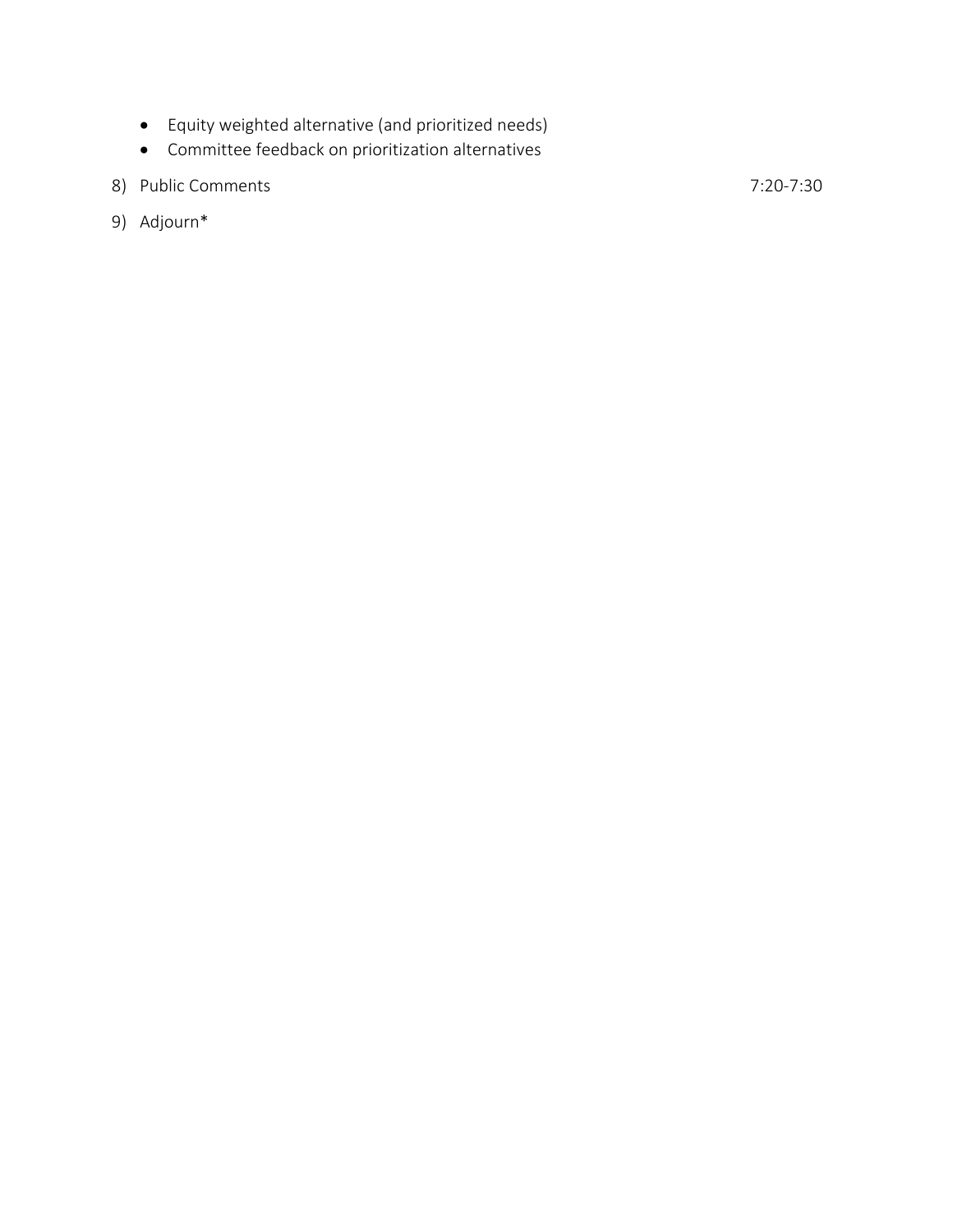- Equity weighted alternative (and prioritized needs)
- Committee feedback on prioritization alternatives

8) Public Comments 7:20-7:30

9) Adjourn*